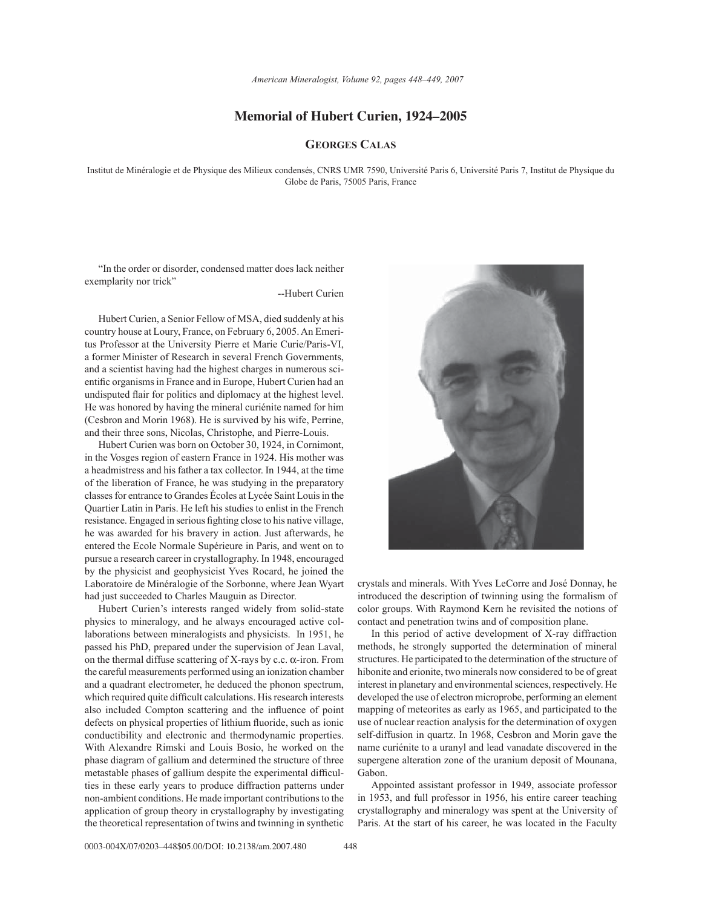# Memorial of Hubert Curien, 1924–2005

**Georges Calas**

Institut de Minéralogie et de Physique des Milieux condensés, CNRS UMR 7590, Université Paris 6, Université Paris 7, Institut de Physique du Globe de Paris, 75005 Paris, France

"In the order or disorder, condensed matter does lack neither exemplarity nor trick"

--Hubert Curien

Hubert Curien, a Senior Fellow of MSA, died suddenly at his country house at Loury, France, on February 6, 2005. An Emeritus Professor at the University Pierre et Marie Curie/Paris-VI, a former Minister of Research in several French Governments, and a scientist having had the highest charges in numerous scientific organisms in France and in Europe, Hubert Curien had an undisputed flair for politics and diplomacy at the highest level. He was honored by having the mineral curiénite named for him (Cesbron and Morin 1968). He is survived by his wife, Perrine, and their three sons, Nicolas, Christophe, and Pierre-Louis.

Hubert Curien was born on October 30, 1924, in Cornimont, in the Vosges region of eastern France in 1924. His mother was a headmistress and his father a tax collector. In 1944, at the time of the liberation of France, he was studying in the preparatory classes for entrance to Grandes Écoles at Lycée Saint Louis in the Quartier Latin in Paris. He left his studies to enlist in the French resistance. Engaged in serious fighting close to his native village, he was awarded for his bravery in action. Just afterwards, he entered the Ecole Normale Supérieure in Paris, and went on to pursue a research career in crystallography. In 1948, encouraged by the physicist and geophysicist Yves Rocard, he joined the Laboratoire de Minéralogie of the Sorbonne, where Jean Wyart had just succeeded to Charles Mauguin as Director.

Hubert Curien's interests ranged widely from solid-state physics to mineralogy, and he always encouraged active collaborations between mineralogists and physicists. In 1951, he passed his PhD, prepared under the supervision of Jean Laval, on the thermal diffuse scattering of X-rays by c.c. $\alpha$-iron. From the careful measurements performed using an ionization chamber and a quadrant electrometer, he deduced the phonon spectrum, which required quite difficult calculations. His research interests also included Compton scattering and the influence of point defects on physical properties of lithium fluoride, such as ionic conductibility and electronic and thermodynamic properties. With Alexandre Rimski and Louis Bosio, he worked on the phase diagram of gallium and determined the structure of three metastable phases of gallium despite the experimental difficulties in these early years to produce diffraction patterns under non-ambient conditions. He made important contributions to the application of group theory in crystallography by investigating the theoretical representation of twins and twinning in synthetic crystals and minerals. With Yves LeCorre and José Donnay, he introduced the description of twinning using the formalism of color groups. With Raymond Kern he revisited the notions of contact and penetration twins and of composition plane.

In this period of active development of X-ray diffraction methods, he strongly supported the determination of mineral structures. He participated to the determination of the structure of hibonite and erionite, two minerals now considered to be of great interest in planetary and environmental sciences, respectively. He developed the use of electron microprobe, performing an element mapping of meteorites as early as 1965, and participated to the use of nuclear reaction analysis for the determination of oxygen self-diffusion in quartz. In 1968, Cesbron and Morin gave the name curiénite to a uranyl and lead vanadate discovered in the supergene alteration zone of the uranium deposit of Mounana, Gabon.

Appointed assistant professor in 1949, associate professor in 1953, and full professor in 1956, his entire career teaching crystallography and mineralogy was spent at the University of Paris. At the start of his career, he was located in the Faculty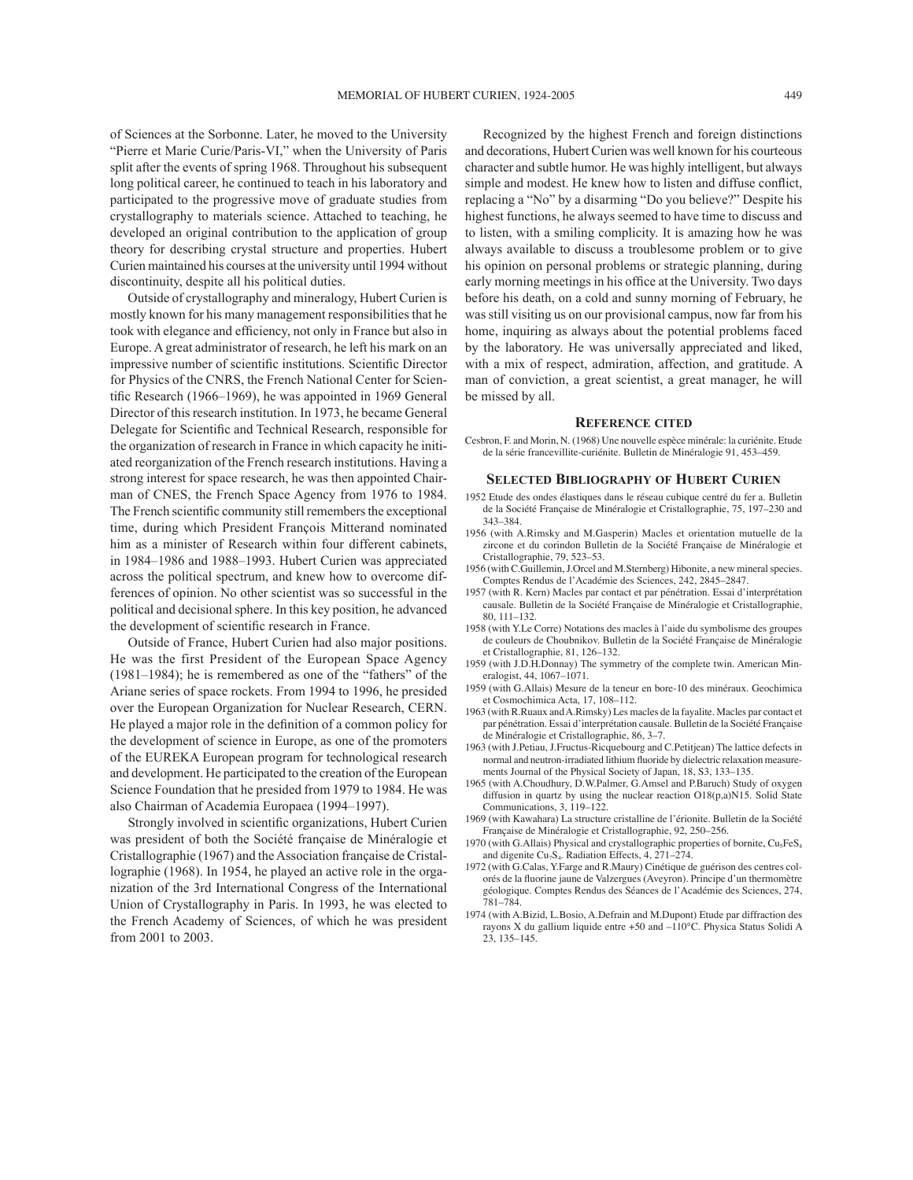of Sciences at the Sorbonne. Later, he moved to the University "Pierre et Marie Curie/Paris-VI," when the University of Paris split after the events of spring 1968. Throughout his subsequent long political career, he continued to teach in his laboratory and participated to the progressive move of graduate studies from crystallography to materials science. Attached to teaching, he developed an original contribution to the application of group theory for describing crystal structure and properties. Hubert Curien maintained his courses at the university until 1994 without discontinuity, despite all his political duties.

Outside of crystallography and mineralogy, Hubert Curien is mostly known for his many management responsibilities that he took with elegance and efficiency, not only in France but also in Europe. A great administrator of research, he left his mark on an impressive number of scientific institutions. Scientific Director for Physics of the CNRS, the French National Center for Scientific Research (1966–1969), he was appointed in 1969 General Director of this research institution. In 1973, he became General Delegate for Scientific and Technical Research, responsible for the organization of research in France in which capacity he initiated reorganization of the French research institutions. Having a strong interest for space research, he was then appointed Chairman of CNES, the French Space Agency from 1976 to 1984. The French scientific community still remembers the exceptional time, during which President François Mitterand nominated him as a minister of Research within four different cabinets, in 1984–1986 and 1988–1993. Hubert Curien was appreciated across the political spectrum, and knew how to overcome differences of opinion. No other scientist was so successful in the political and decisional sphere. In this key position, he advanced the development of scientific research in France.

Outside of France, Hubert Curien had also major positions. He was the first President of the European Space Agency (1981–1984); he is remembered as one of the "fathers" of the Ariane series of space rockets. From 1994 to 1996, he presided over the European Organization for Nuclear Research, CERN. He played a major role in the definition of a common policy for the development of science in Europe, as one of the promoters of the EUREKA European program for technological research and development. He participated to the creation of the European Science Foundation that he presided from 1979 to 1984. He was also Chairman of Academia Europaea (1994–1997).

Strongly involved in scientific organizations, Hubert Curien was president of both the Société française de Minéralogie et Cristallographie (1967) and the Association française de Cristallographie (1968). In 1954, he played an active role in the organization of the 3rd International Congress of the International Union of Crystallography in Paris. In 1993, he was elected to the French Academy of Sciences, of which he was president from 2001 to 2003.

Recognized by the highest French and foreign distinctions and decorations, Hubert Curien was well known for his courteous character and subtle humor. He was highly intelligent, but always simple and modest. He knew how to listen and diffuse conflict, replacing a "No" by a disarming "Do you believe?" Despite his highest functions, he always seemed to have time to discuss and to listen, with a smiling complicity. It is amazing how he was always available to discuss a troublesome problem or to give his opinion on personal problems or strategic planning, during early morning meetings in his office at the University. Two days before his death, on a cold and sunny morning of February, he was still visiting us on our provisional campus, now far from his home, inquiring as always about the potential problems faced by the laboratory. He was universally appreciated and liked, with a mix of respect, admiration, affection, and gratitude. A man of conviction, a great scientist, a great manager, he will be missed by all.

## Reference cited

Cesbron, F. and Morin, N. (1968) Une nouvelle espèce minérale: la curiénite. Etude de la série francevillite-curiénite. Bulletin de Minéralogie 91, 453–459.

## Selected Bibliography of Hubert Curien

1952 Etude des ondes élastiques dans le réseau cubique centré du fer a. Bulletin de la Société Française de Minéralogie et Cristallographie, 75, 197–230 and 343–384.

1956 (with A.Rimsky and M.Gasperin) Macles et orientation mutuelle de la zircone et du corindon Bulletin de la Société Française de Minéralogie et Cristallographie, 79, 523–53.

1956 (with C.Guillemin, J.Orcel and M.Sternberg) Hibonite, a new mineral species. Comptes Rendus de l'Académie des Sciences, 242, 2845–2847.

1957 (with R. Kern) Macles par contact et par pénétration. Essai d'interprétation causale. Bulletin de la Société Française de Minéralogie et Cristallographie, 80, 111–132.

1958 (with Y.Le Corre) Notations des macles à l'aide du symbolisme des groupes de couleurs de Choubnikov. Bulletin de la Société Française de Minéralogie et Cristallographie, 81, 126–132.

1959 (with J.D.H.Donnay) The symmetry of the complete twin. American Mineralogist, 44, 1067–1071.

1959 (with G.Allais) Mesure de la teneur en bore-10 des minéraux. Geochimica et Cosmochimica Acta, 17, 108–112.

1963 (with R.Ruaux and A.Rimsky) Les macles de la fayalite. Macles par contact et par pénétration. Essai d'interprétation causale. Bulletin de la Société Française de Minéralogie et Cristallographie, 86, 3–7.

1963 (with J.Petiau, J.Fructus-Ricquebourg and C.Petitjean) The lattice defects in normal and neutron-irradiated lithium fluoride by dielectric relaxation measurements Journal of the Physical Society of Japan, 18, S3, 133–135.

1965 (with A.Choudhury, D.W.Palmer, G.Amsel and P.Baruch) Study of oxygen diffusion in quartz by using the nuclear reaction O18(p,a)N15. Solid State Communications, 3, 119–122.

1969 (with Kawahara) La structure cristalline de l'érionite. Bulletin de la Société Française de Minéralogie et Cristallographie, 92, 250–256.

1970 (with G.Allais) Physical and crystallographic properties of bornite, $Cu_5FeS_4$ and digenite $Cu_7S_4$. Radiation Effects, 4, 271–274.

1972 (with G.Calas, Y.Farge and R.Maury) Cinétique de guérison des centres colorés de la fluorine jaune de Valzergues (Aveyron). Principe d'un thermomètre géologique. Comptes Rendus des Séances de l'Académie des Sciences, 274, 781–784.

1974 (with A.Bizid, L.Bosio, A.Defrain and M.Dupont) Etude par diffraction des rayons X du gallium liquide entre +50 and –110°C. Physica Status Solidi A 23, 135–145.